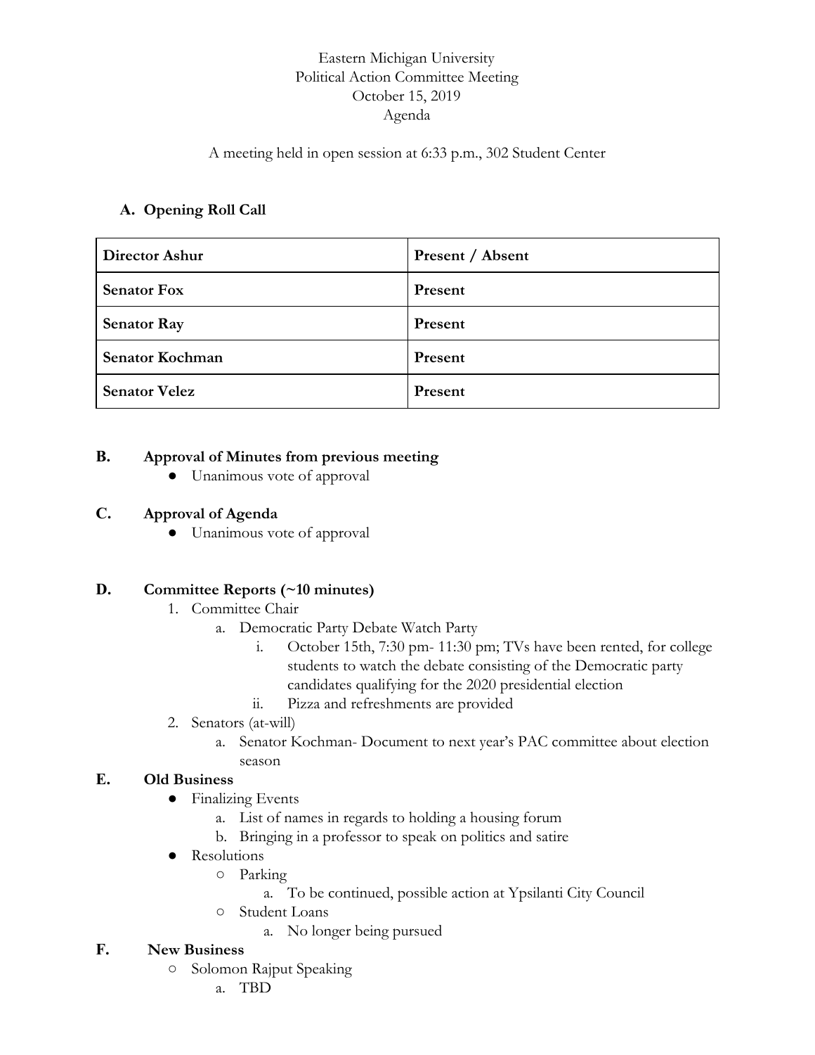Eastern Michigan University
Political Action Committee Meeting
October 15, 2019
Agenda

A meeting held in open session at 6:33 p.m., 302 Student Center

### A. Opening Roll Call

| | |
|---|---|
| **Director Ashur** | **Present / Absent** |
| **Senator Fox** | **Present** |
| **Senator Ray** | **Present** |
| **Senator Kochman** | **Present** |
| **Senator Velez** | **Present** |

### B. Approval of Minutes from previous meeting

- Unanimous vote of approval

### C. Approval of Agenda

- Unanimous vote of approval

### D. Committee Reports (~10 minutes)

1. Committee Chair
   a. Democratic Party Debate Watch Party
      i. October 15th, 7:30 pm- 11:30 pm; TVs have been rented, for college students to watch the debate consisting of the Democratic party candidates qualifying for the 2020 presidential election
      ii. Pizza and refreshments are provided
2. Senators (at-will)
   a. Senator Kochman- Document to next year's PAC committee about election season

### E. Old Business

- Finalizing Events
  a. List of names in regards to holding a housing forum
  b. Bringing in a professor to speak on politics and satire
- Resolutions
  - Parking
    a. To be continued, possible action at Ypsilanti City Council
  - Student Loans
    a. No longer being pursued

### F. New Business

- Solomon Rajput Speaking
  a. TBD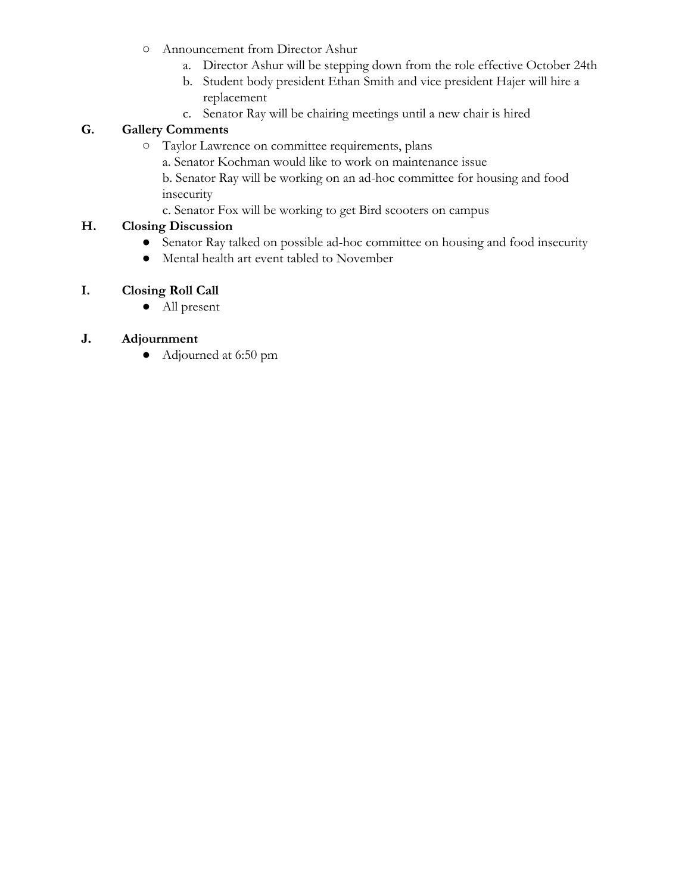- Announcement from Director Ashur
  a. Director Ashur will be stepping down from the role effective October 24th
  b. Student body president Ethan Smith and vice president Hajer will hire a replacement
  c. Senator Ray will be chairing meetings until a new chair is hired

**G. Gallery Comments**

- Taylor Lawrence on committee requirements, plans
  a. Senator Kochman would like to work on maintenance issue
  b. Senator Ray will be working on an ad-hoc committee for housing and food insecurity
  c. Senator Fox will be working to get Bird scooters on campus

**H. Closing Discussion**

- Senator Ray talked on possible ad-hoc committee on housing and food insecurity
- Mental health art event tabled to November

**I. Closing Roll Call**

- All present

**J. Adjournment**

- Adjourned at 6:50 pm